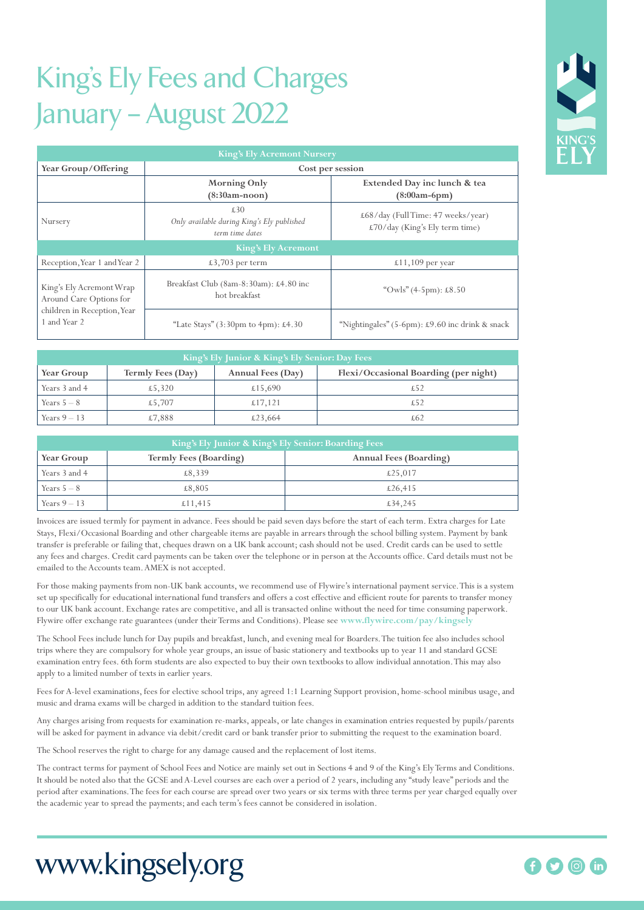# King's Ely Fees and Charges January – August 2022

| King's Ely Acremont Nursery | | |
|---|---|---|
| **Year Group/Offering** | **Cost per session** | |
| | **Morning Only (8:30am-noon)** | **Extended Day inc lunch & tea (8:00am-6pm)** |
| Nursery | £30 *Only available during King's Ely published term time dates* | £68/day (Full Time: 47 weeks/year) £70/day (King's Ely term time) |
| **King's Ely Acremont** | | |
| Reception, Year 1 and Year 2 | £3,703 per term | £11,109 per year |
| King's Ely Acremont Wrap Around Care Options for children in Reception, Year 1 and Year 2 | Breakfast Club (8am-8:30am): £4.80 inc hot breakfast | "Owls" (4-5pm): £8.50 |
| | "Late Stays" (3:30pm to 4pm): £4.30 | "Nightingales" (5-6pm): £9.60 inc drink & snack |

| King's Ely Junior & King's Ely Senior: Day Fees | | | |
|---|---|---|---|
| **Year Group** | **Termly Fees (Day)** | **Annual Fees (Day)** | **Flexi/Occasional Boarding (per night)** |
| Years 3 and 4 | £5,320 | £15,690 | £52 |
| Years 5 – 8 | £5,707 | £17,121 | £52 |
| Years 9 – 13 | £7,888 | £23,664 | £62 |

| King's Ely Junior & King's Ely Senior: Boarding Fees | | |
|---|---|---|
| **Year Group** | **Termly Fees (Boarding)** | **Annual Fees (Boarding)** |
| Years 3 and 4 | £8,339 | £25,017 |
| Years 5 – 8 | £8,805 | £26,415 |
| Years 9 – 13 | £11,415 | £34,245 |

Invoices are issued termly for payment in advance. Fees should be paid seven days before the start of each term. Extra charges for Late Stays, Flexi/Occasional Boarding and other chargeable items are payable in arrears through the school billing system. Payment by bank transfer is preferable or failing that, cheques drawn on a UK bank account; cash should not be used. Credit cards can be used to settle any fees and charges. Credit card payments can be taken over the telephone or in person at the Accounts office. Card details must not be emailed to the Accounts team. AMEX is not accepted.

For those making payments from non-UK bank accounts, we recommend use of Flywire's international payment service. This is a system set up specifically for educational international fund transfers and offers a cost effective and efficient route for parents to transfer money to our UK bank account. Exchange rates are competitive, and all is transacted online without the need for time consuming paperwork. Flywire offer exchange rate guarantees (under their Terms and Conditions). Please see **www.flywire.com/pay/kingsely**

The School Fees include lunch for Day pupils and breakfast, lunch, and evening meal for Boarders. The tuition fee also includes school trips where they are compulsory for whole year groups, an issue of basic stationery and textbooks up to year 11 and standard GCSE examination entry fees. 6th form students are also expected to buy their own textbooks to allow individual annotation. This may also apply to a limited number of texts in earlier years.

Fees for A-level examinations, fees for elective school trips, any agreed 1:1 Learning Support provision, home-school minibus usage, and music and drama exams will be charged in addition to the standard tuition fees.

Any charges arising from requests for examination re-marks, appeals, or late changes in examination entries requested by pupils/parents will be asked for payment in advance via debit/credit card or bank transfer prior to submitting the request to the examination board.

The School reserves the right to charge for any damage caused and the replacement of lost items.

The contract terms for payment of School Fees and Notice are mainly set out in Sections 4 and 9 of the King's Ely Terms and Conditions. It should be noted also that the GCSE and A-Level courses are each over a period of 2 years, including any "study leave" periods and the period after examinations. The fees for each course are spread over two years or six terms with three terms per year charged equally over the academic year to spread the payments; and each term's fees cannot be considered in isolation.

www.kingsely.org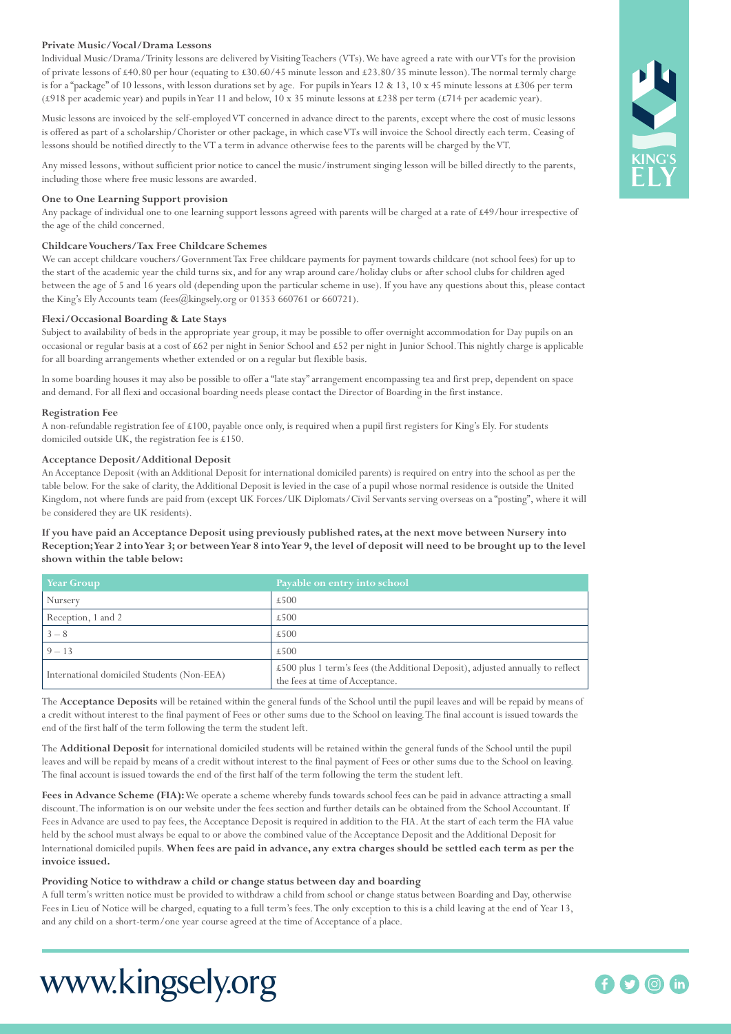### Private Music/Vocal/Drama Lessons

Individual Music/Drama/Trinity lessons are delivered by Visiting Teachers (VTs). We have agreed a rate with our VTs for the provision of private lessons of £40.80 per hour (equating to £30.60/45 minute lesson and £23.80/35 minute lesson). The normal termly charge is for a "package" of 10 lessons, with lesson durations set by age. For pupils in Years 12 & 13, 10 x 45 minute lessons at £306 per term (£918 per academic year) and pupils in Year 11 and below, 10 x 35 minute lessons at £238 per term (£714 per academic year).

Music lessons are invoiced by the self-employed VT concerned in advance direct to the parents, except where the cost of music lessons is offered as part of a scholarship/Chorister or other package, in which case VTs will invoice the School directly each term. Ceasing of lessons should be notified directly to the VT a term in advance otherwise fees to the parents will be charged by the VT.

Any missed lessons, without sufficient prior notice to cancel the music/instrument singing lesson will be billed directly to the parents, including those where free music lessons are awarded.

### One to One Learning Support provision

Any package of individual one to one learning support lessons agreed with parents will be charged at a rate of £49/hour irrespective of the age of the child concerned.

### Childcare Vouchers/Tax Free Childcare Schemes

We can accept childcare vouchers/Government Tax Free childcare payments for payment towards childcare (not school fees) for up to the start of the academic year the child turns six, and for any wrap around care/holiday clubs or after school clubs for children aged between the age of 5 and 16 years old (depending upon the particular scheme in use). If you have any questions about this, please contact the King's Ely Accounts team (fees@kingsely.org or 01353 660761 or 660721).

### Flexi/Occasional Boarding & Late Stays

Subject to availability of beds in the appropriate year group, it may be possible to offer overnight accommodation for Day pupils on an occasional or regular basis at a cost of £62 per night in Senior School and £52 per night in Junior School. This nightly charge is applicable for all boarding arrangements whether extended or on a regular but flexible basis.

In some boarding houses it may also be possible to offer a "late stay" arrangement encompassing tea and first prep, dependent on space and demand. For all flexi and occasional boarding needs please contact the Director of Boarding in the first instance.

### Registration Fee

A non-refundable registration fee of £100, payable once only, is required when a pupil first registers for King's Ely. For students domiciled outside UK, the registration fee is £150.

### Acceptance Deposit/Additional Deposit

An Acceptance Deposit (with an Additional Deposit for international domiciled parents) is required on entry into the school as per the table below. For the sake of clarity, the Additional Deposit is levied in the case of a pupil whose normal residence is outside the United Kingdom, not where funds are paid from (except UK Forces/UK Diplomats/Civil Servants serving overseas on a "posting", where it will be considered they are UK residents).

**If you have paid an Acceptance Deposit using previously published rates, at the next move between Nursery into Reception; Year 2 into Year 3; or between Year 8 into Year 9, the level of deposit will need to be brought up to the level shown within the table below:**

| Year Group | Payable on entry into school |
|---|---|
| Nursery | £500 |
| Reception, 1 and 2 | £500 |
| 3 – 8 | £500 |
| 9 – 13 | £500 |
| International domiciled Students (Non-EEA) | £500 plus 1 term's fees (the Additional Deposit), adjusted annually to reflect the fees at time of Acceptance. |

The **Acceptance Deposits** will be retained within the general funds of the School until the pupil leaves and will be repaid by means of a credit without interest to the final payment of Fees or other sums due to the School on leaving. The final account is issued towards the end of the first half of the term following the term the student left.

The **Additional Deposit** for international domiciled students will be retained within the general funds of the School until the pupil leaves and will be repaid by means of a credit without interest to the final payment of Fees or other sums due to the School on leaving. The final account is issued towards the end of the first half of the term following the term the student left.

**Fees in Advance Scheme (FIA):** We operate a scheme whereby funds towards school fees can be paid in advance attracting a small discount. The information is on our website under the fees section and further details can be obtained from the School Accountant. If Fees in Advance are used to pay fees, the Acceptance Deposit is required in addition to the FIA. At the start of each term the FIA value held by the school must always be equal to or above the combined value of the Acceptance Deposit and the Additional Deposit for International domiciled pupils. **When fees are paid in advance, any extra charges should be settled each term as per the invoice issued.**

### Providing Notice to withdraw a child or change status between day and boarding

A full term's written notice must be provided to withdraw a child from school or change status between Boarding and Day, otherwise Fees in Lieu of Notice will be charged, equating to a full term's fees. The only exception to this is a child leaving at the end of Year 13, and any child on a short-term/one year course agreed at the time of Acceptance of a place.

www.kingsely.org